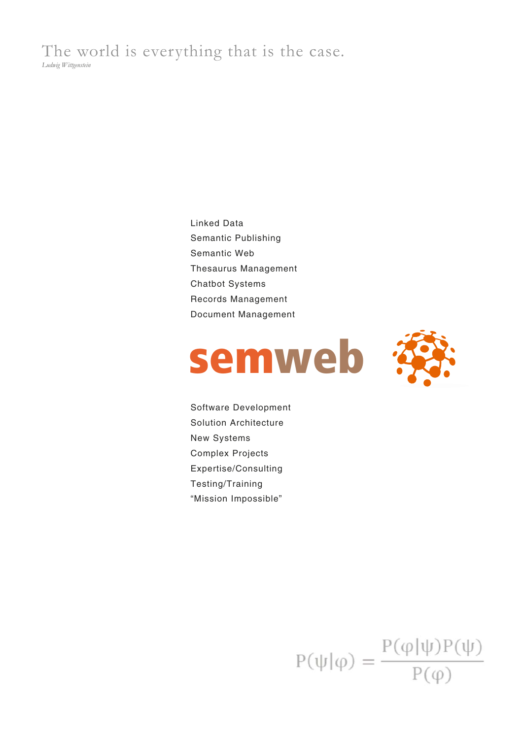The world is everything that is the case.

*Ludwig Wittgenstein*

Linked Data
Semantic Publishing
Semantic Web
Thesaurus Management
Chatbot Systems
Records Management
Document Management

# semweb

Software Development
Solution Architecture
New Systems
Complex Projects
Expertise/Consulting
Testing/Training
“Mission Impossible”

$$P(\psi|\varphi) = \frac{P(\varphi|\psi)P(\psi)}{P(\varphi)}$$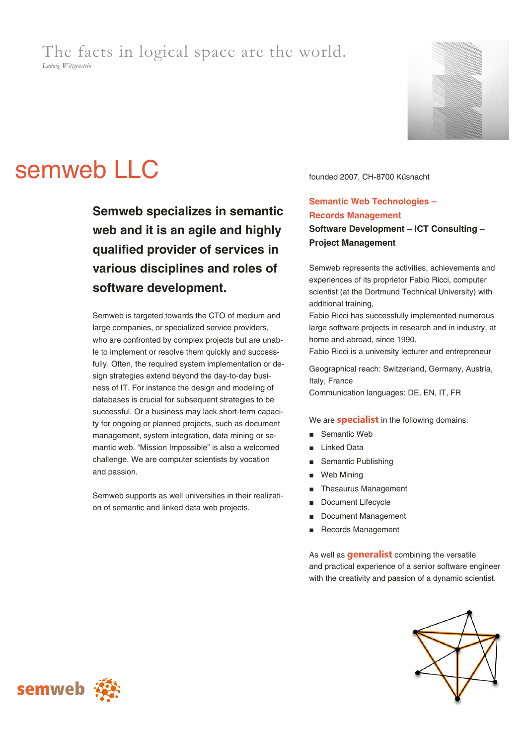The facts in logical space are the world.

*Ludwig Wittgenstein*

# semweb LLC

**Semweb specializes in semantic web and it is an agile and highly qualified provider of services in various disciplines and roles of software development.**

Semweb is targeted towards the CTO of medium and large companies, or specialized service providers, who are confronted by complex projects but are unable to implement or resolve them quickly and successfully. Often, the required system implementation or design strategies extend beyond the day-to-day business of IT. For instance the design and modeling of databases is crucial for subsequent strategies to be successful. Or a business may lack short-term capacity for ongoing or planned projects, such as document management, system integration, data mining or semantic web. "Mission Impossible" is also a welcomed challenge. We are computer scientists by vocation and passion.

Semweb supports as well universities in their realization of semantic and linked data web projects.

founded 2007, CH-8700 Küsnacht

**Semantic Web Technologies – Records Management**

**Software Development – ICT Consulting – Project Management**

Semweb represents the activities, achievements and experiences of its proprietor Fabio Ricci, computer scientist (at the Dortmund Technical University) with additional training,

Fabio Ricci has successfully implemented numerous large software projects in research and in industry, at home and abroad, since 1990.

Fabio Ricci is a university lecturer and entrepreneur

Geographical reach: Switzerland, Germany, Austria, Italy, France

Communication languages: DE, EN, IT, FR

We are **specialist** in the following domains:

- Semantic Web
- Linked Data
- Semantic Publishing
- Web Mining
- Thesaurus Management
- Document Lifecycle
- Document Management
- Records Management

As well as **generalist** combining the versatile and practical experience of a senior software engineer with the creativity and passion of a dynamic scientist.

semweb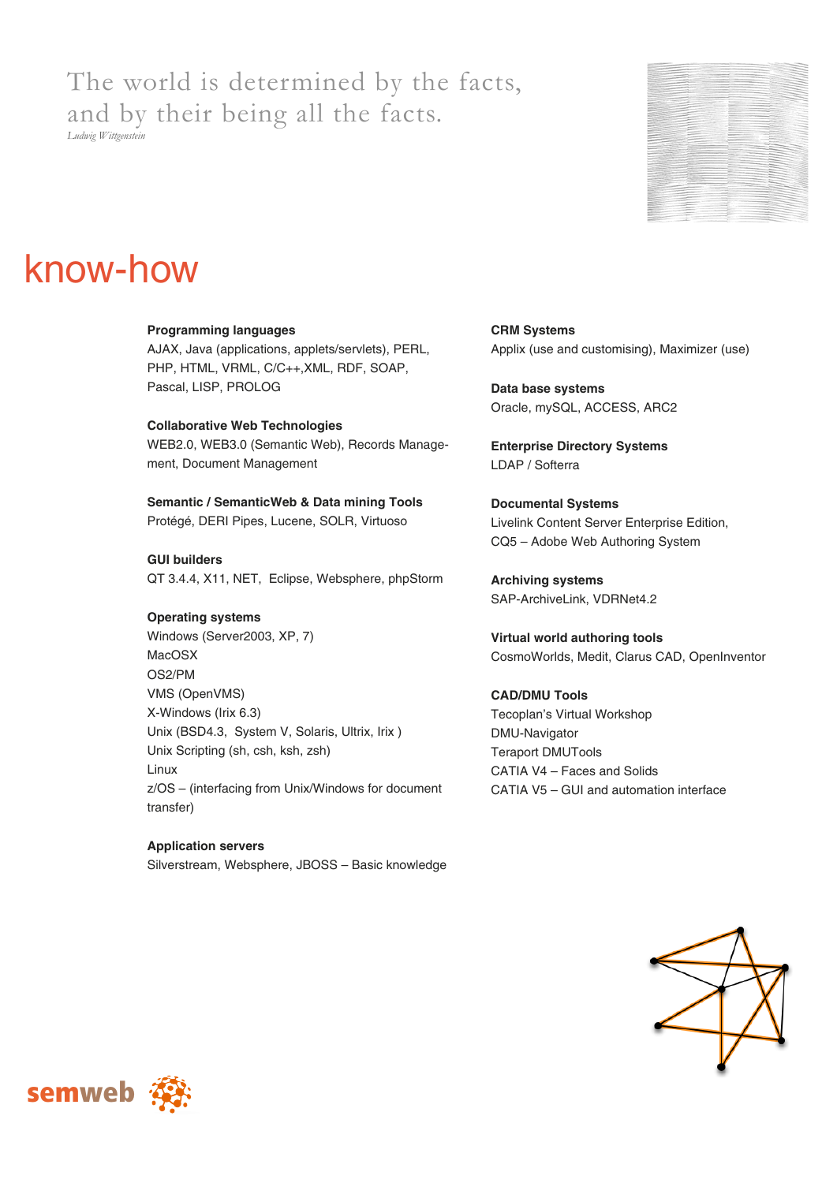The world is determined by the facts,
and by their being all the facts.
*Ludwig Wittgenstein*

# know-how

**Programming languages**
AJAX, Java (applications, applets/servlets), PERL, PHP, HTML, VRML, C/C++,XML, RDF, SOAP, Pascal, LISP, PROLOG

**Collaborative Web Technologies**
WEB2.0, WEB3.0 (Semantic Web), Records Management, Document Management

**Semantic / SemanticWeb & Data mining Tools**
Protégé, DERI Pipes, Lucene, SOLR, Virtuoso

**GUI builders**
QT 3.4.4, X11, NET, Eclipse, Websphere, phpStorm

**Operating systems**
Windows (Server2003, XP, 7)
MacOSX
OS2/PM
VMS (OpenVMS)
X-Windows (Irix 6.3)
Unix (BSD4.3, System V, Solaris, Ultrix, Irix )
Unix Scripting (sh, csh, ksh, zsh)
Linux
z/OS – (interfacing from Unix/Windows for document transfer)

**Application servers**
Silverstream, Websphere, JBOSS – Basic knowledge

**CRM Systems**
Applix (use and customising), Maximizer (use)

**Data base systems**
Oracle, mySQL, ACCESS, ARC2

**Enterprise Directory Systems**
LDAP / Softerra

**Documental Systems**
Livelink Content Server Enterprise Edition,
CQ5 – Adobe Web Authoring System

**Archiving systems**
SAP-ArchiveLink, VDRNet4.2

**Virtual world authoring tools**
CosmoWorlds, Medit, Clarus CAD, OpenInventor

**CAD/DMU Tools**
Tecoplan's Virtual Workshop
DMU-Navigator
Teraport DMUTools
CATIA V4 – Faces and Solids
CATIA V5 – GUI and automation interface

semweb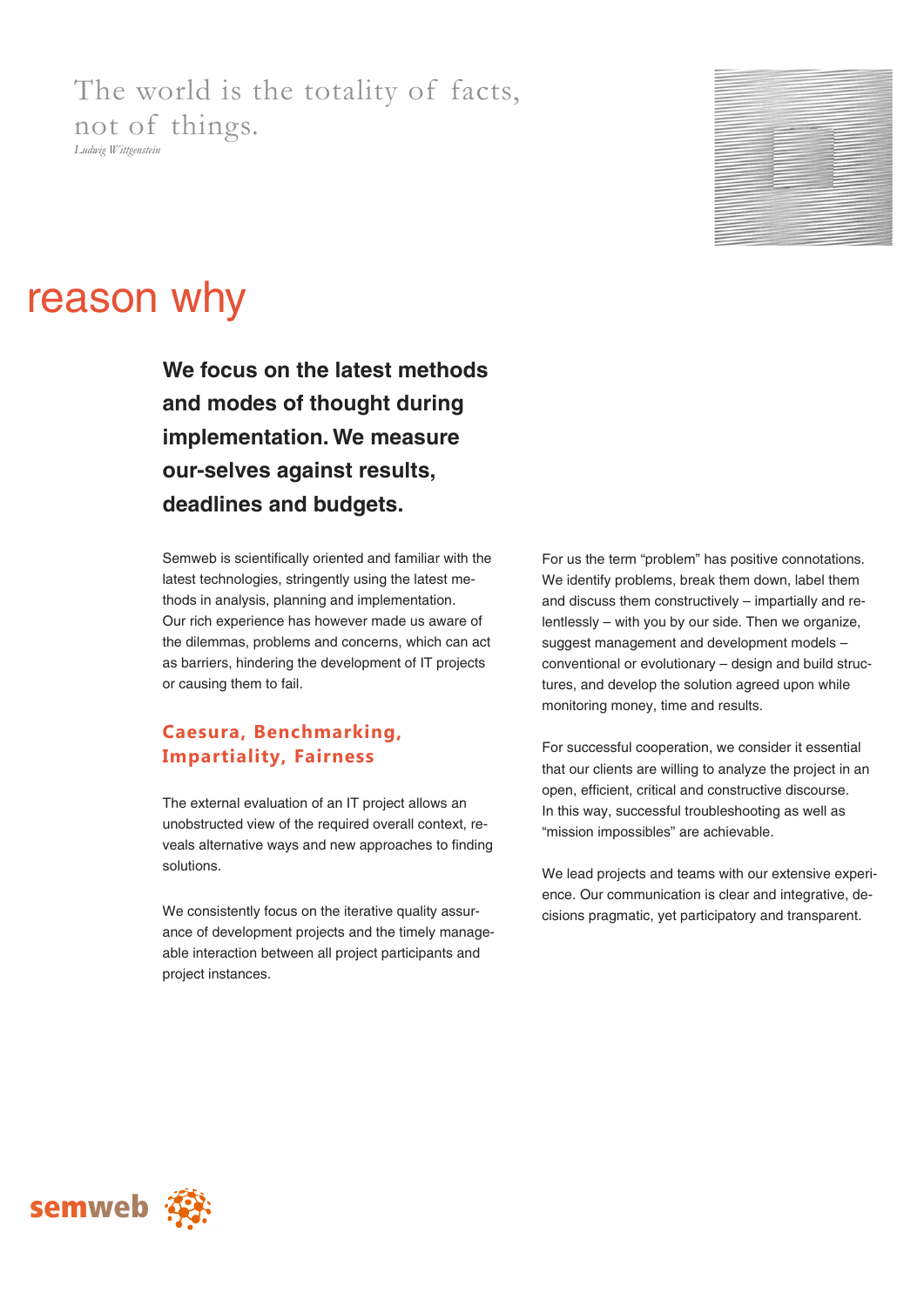The world is the totality of facts,
not of things.

*Ludwig Wittgenstein*

# reason why

**We focus on the latest methods and modes of thought during implementation. We measure our-selves against results, deadlines and budgets.**

Semweb is scientifically oriented and familiar with the latest technologies, stringently using the latest methods in analysis, planning and implementation. Our rich experience has however made us aware of the dilemmas, problems and concerns, which can act as barriers, hindering the development of IT projects or causing them to fail.

## Caesura, Benchmarking, Impartiality, Fairness

The external evaluation of an IT project allows an unobstructed view of the required overall context, reveals alternative ways and new approaches to finding solutions.

We consistently focus on the iterative quality assurance of development projects and the timely manageable interaction between all project participants and project instances.

For us the term "problem" has positive connotations. We identify problems, break them down, label them and discuss them constructively – impartially and relentlessly – with you by our side. Then we organize, suggest management and development models – conventional or evolutionary – design and build structures, and develop the solution agreed upon while monitoring money, time and results.

For successful cooperation, we consider it essential that our clients are willing to analyze the project in an open, efficient, critical and constructive discourse. In this way, successful troubleshooting as well as "mission impossibles" are achievable.

We lead projects and teams with our extensive experience. Our communication is clear and integrative, decisions pragmatic, yet participatory and transparent.

semweb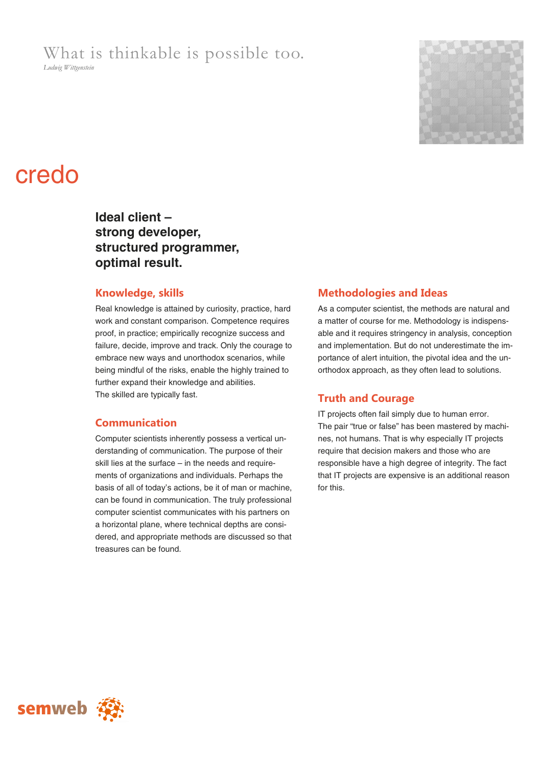What is thinkable is possible too.

*Ludwig Wittgenstein*

# credo

## Ideal client – strong developer, structured programmer, optimal result.

### Knowledge, skills

Real knowledge is attained by curiosity, practice, hard work and constant comparison. Competence requires proof, in practice; empirically recognize success and failure, decide, improve and track. Only the courage to embrace new ways and unorthodox scenarios, while being mindful of the risks, enable the highly trained to further expand their knowledge and abilities.
The skilled are typically fast.

### Communication

Computer scientists inherently possess a vertical understanding of communication. The purpose of their skill lies at the surface – in the needs and requirements of organizations and individuals. Perhaps the basis of all of today's actions, be it of man or machine, can be found in communication. The truly professional computer scientist communicates with his partners on a horizontal plane, where technical depths are considered, and appropriate methods are discussed so that treasures can be found.

### Methodologies and Ideas

As a computer scientist, the methods are natural and a matter of course for me. Methodology is indispensable and it requires stringency in analysis, conception and implementation. But do not underestimate the importance of alert intuition, the pivotal idea and the unorthodox approach, as they often lead to solutions.

### Truth and Courage

IT projects often fail simply due to human error.
The pair "true or false" has been mastered by machines, not humans. That is why especially IT projects require that decision makers and those who are responsible have a high degree of integrity. The fact that IT projects are expensive is an additional reason for this.

semweb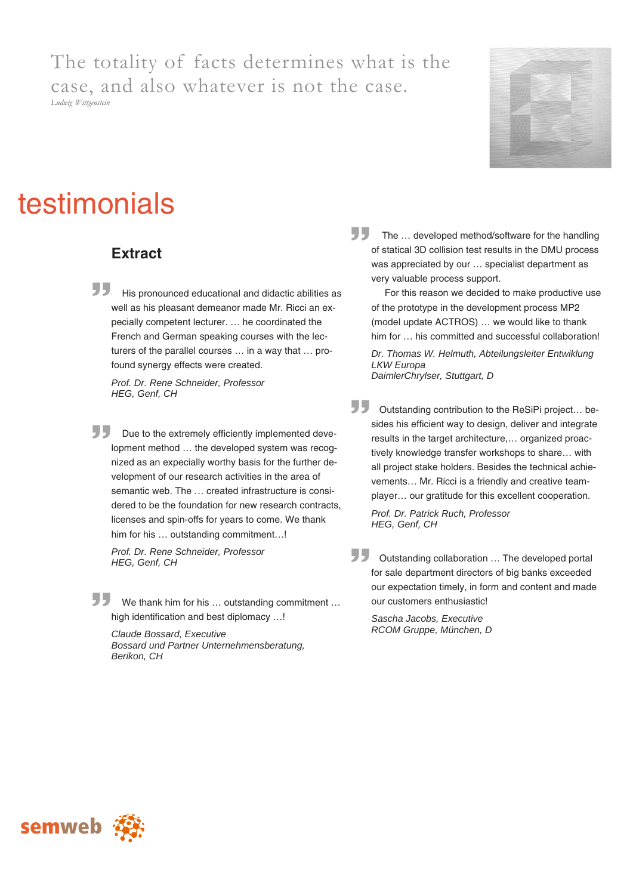The totality of facts determines what is the case, and also whatever is not the case.

*Ludwig Wittgenstein*

# testimonials

## Extract

His pronounced educational and didactic abilities as well as his pleasant demeanor made Mr. Ricci an expecially competent lecturer. … he coordinated the French and German speaking courses with the lecturers of the parallel courses … in a way that … profound synergy effects were created.

*Prof. Dr. Rene Schneider, Professor*
*HEG, Genf, CH*

Due to the extremely efficiently implemented development method … the developed system was recognized as an expecially worthy basis for the further development of our research activities in the area of semantic web. The … created infrastructure is considered to be the foundation for new research contracts, licenses and spin-offs for years to come. We thank him for his … outstanding commitment…!

*Prof. Dr. Rene Schneider, Professor*
*HEG, Genf, CH*

We thank him for his … outstanding commitment … high identification and best diplomacy …!

*Claude Bossard, Executive*
*Bossard und Partner Unternehmensberatung, Berikon, CH*

The … developed method/software for the handling of statical 3D collision test results in the DMU process was appreciated by our … specialist department as very valuable process support.

For this reason we decided to make productive use of the prototype in the development process MP2 (model update ACTROS) … we would like to thank him for … his committed and successful collaboration!

*Dr. Thomas W. Helmuth, Abteilungsleiter Entwiklung LKW Europa*
*DaimlerChrylser, Stuttgart, D*

Outstanding contribution to the ReSiPi project… besides his efficient way to design, deliver and integrate results in the target architecture,… organized proactively knowledge transfer workshops to share… with all project stake holders. Besides the technical achievements… Mr. Ricci is a friendly and creative teamplayer… our gratitude for this excellent cooperation.

*Prof. Dr. Patrick Ruch, Professor*
*HEG, Genf, CH*

Outstanding collaboration … The developed portal for sale department directors of big banks exceeded our expectation timely, in form and content and made our customers enthusiastic!

*Sascha Jacobs, Executive*
*RCOM Gruppe, München, D*

semweb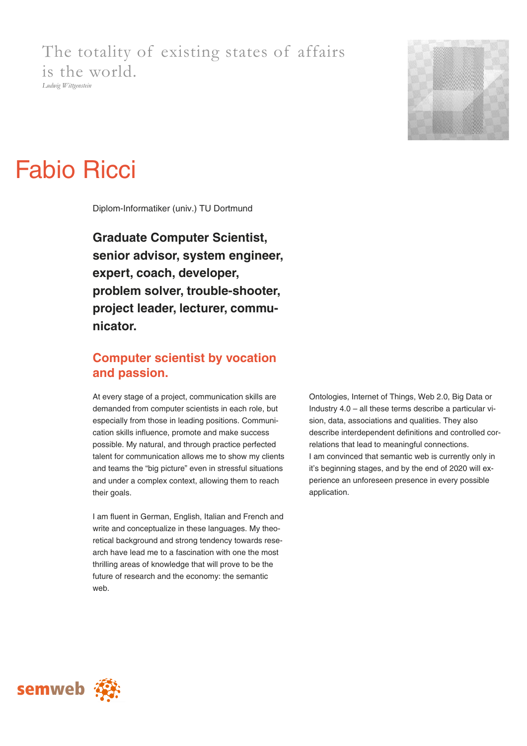The totality of existing states of affairs is the world.

*Ludwig Wittgenstein*

# Fabio Ricci

Diplom-Informatiker (univ.) TU Dortmund

**Graduate Computer Scientist, senior advisor, system engineer, expert, coach, developer, problem solver, trouble-shooter, project leader, lecturer, communicator.**

## Computer scientist by vocation and passion.

At every stage of a project, communication skills are demanded from computer scientists in each role, but especially from those in leading positions. Communication skills influence, promote and make success possible. My natural, and through practice perfected talent for communication allows me to show my clients and teams the "big picture" even in stressful situations and under a complex context, allowing them to reach their goals.

I am fluent in German, English, Italian and French and write and conceptualize in these languages. My theoretical background and strong tendency towards research have lead me to a fascination with one the most thrilling areas of knowledge that will prove to be the future of research and the economy: the semantic web.

Ontologies, Internet of Things, Web 2.0, Big Data or Industry 4.0 – all these terms describe a particular vision, data, associations and qualities. They also describe interdependent definitions and controlled correlations that lead to meaningful connections.
I am convinced that semantic web is currently only in it's beginning stages, and by the end of 2020 will experience an unforeseen presence in every possible application.

semweb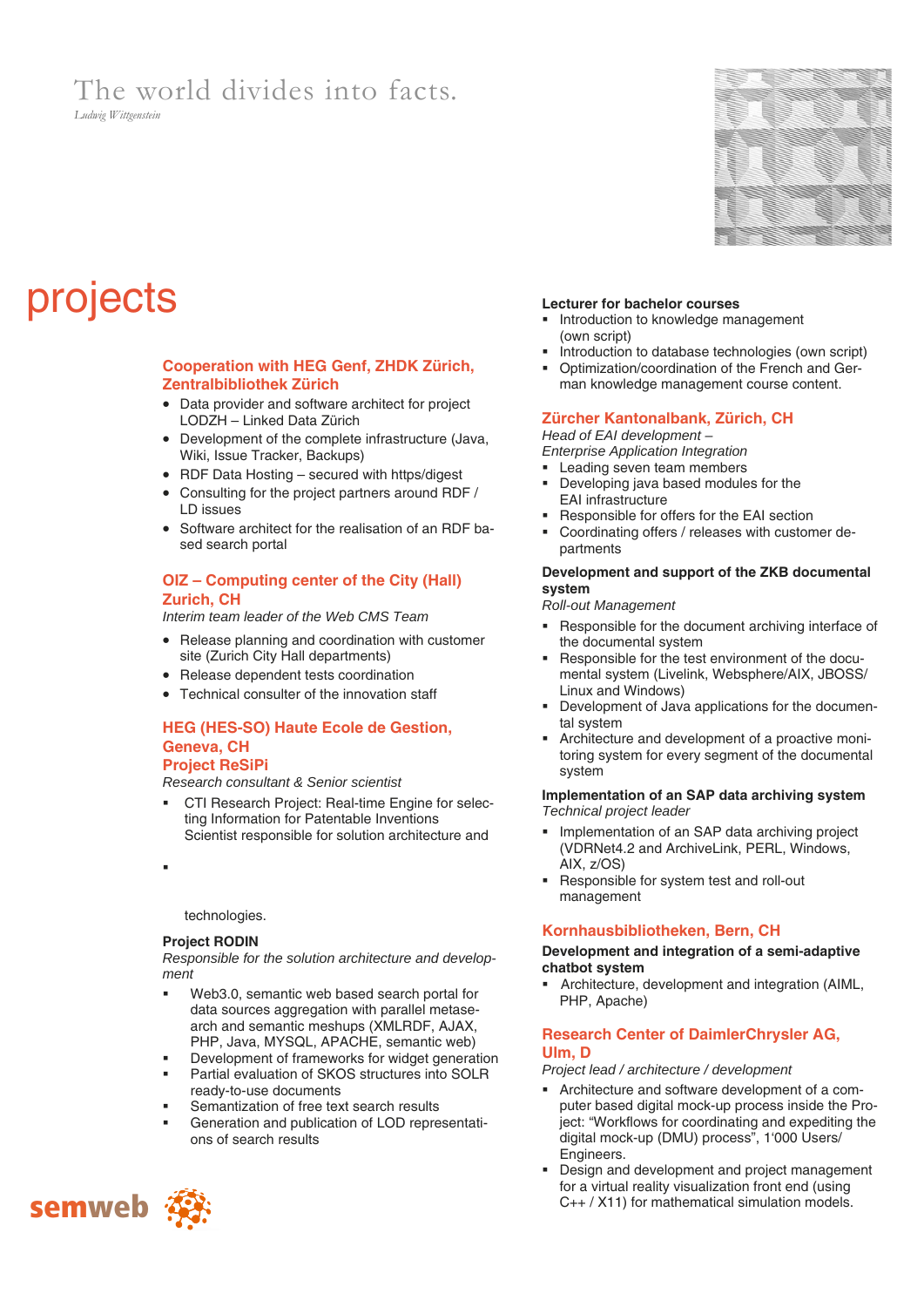The world divides into facts.
*Ludwig Wittgenstein*

# projects

## Cooperation with HEG Genf, ZHDK Zürich, Zentralbibliothek Zürich

- Data provider and software architect for project LODZH – Linked Data Zürich
- Development of the complete infrastructure (Java, Wiki, Issue Tracker, Backups)
- RDF Data Hosting – secured with https/digest
- Consulting for the project partners around RDF / LD issues
- Software architect for the realisation of an RDF based search portal

## OIZ – Computing center of the City (Hall) Zurich, CH

*Interim team leader of the Web CMS Team*

- Release planning and coordination with customer site (Zurich City Hall departments)
- Release dependent tests coordination
- Technical consulter of the innovation staff

## HEG (HES-SO) Haute Ecole de Gestion, Geneva, CH
## Project ReSiPi

*Research consultant & Senior scientist*

- CTI Research Project: Real-time Engine for selecting Information for Patentable Inventions Scientist responsible for solution architecture and
- 

technologies.

**Project RODIN**

*Responsible for the solution architecture and development*

- Web3.0, semantic web based search portal for data sources aggregation with parallel metasearch and semantic meshups (XMLRDF, AJAX, PHP, Java, MYSQL, APACHE, semantic web)
- Development of frameworks for widget generation
- Partial evaluation of SKOS structures into SOLR ready-to-use documents
- Semantization of free text search results
- Generation and publication of LOD representations of search results

**Lecturer for bachelor courses**

- Introduction to knowledge management (own script)
- Introduction to database technologies (own script)
- Optimization/coordination of the French and German knowledge management course content.

## Zürcher Kantonalbank, Zürich, CH

*Head of EAI development –*
*Enterprise Application Integration*

- Leading seven team members
- Developing java based modules for the EAI infrastructure
- Responsible for offers for the EAI section
- Coordinating offers / releases with customer departments

**Development and support of the ZKB documental system**

*Roll-out Management*

- Responsible for the document archiving interface of the documental system
- Responsible for the test environment of the documental system (Livelink, Websphere/AIX, JBOSS/Linux and Windows)
- Development of Java applications for the documental system
- Architecture and development of a proactive monitoring system for every segment of the documental system

**Implementation of an SAP data archiving system**

*Technical project leader*

- Implementation of an SAP data archiving project (VDRNet4.2 and ArchiveLink, PERL, Windows, AIX, z/OS)
- Responsible for system test and roll-out management

## Kornhausbibliotheken, Bern, CH

**Development and integration of a semi-adaptive chatbot system**

- Architecture, development and integration (AIML, PHP, Apache)

## Research Center of DaimlerChrysler AG, Ulm, D

*Project lead / architecture / development*

- Architecture and software development of a computer based digital mock-up process inside the Project: "Workflows for coordinating and expediting the digital mock-up (DMU) process", 1'000 Users/Engineers.
- Design and development and project management for a virtual reality visualization front end (using C++ / X11) for mathematical simulation models.

semweb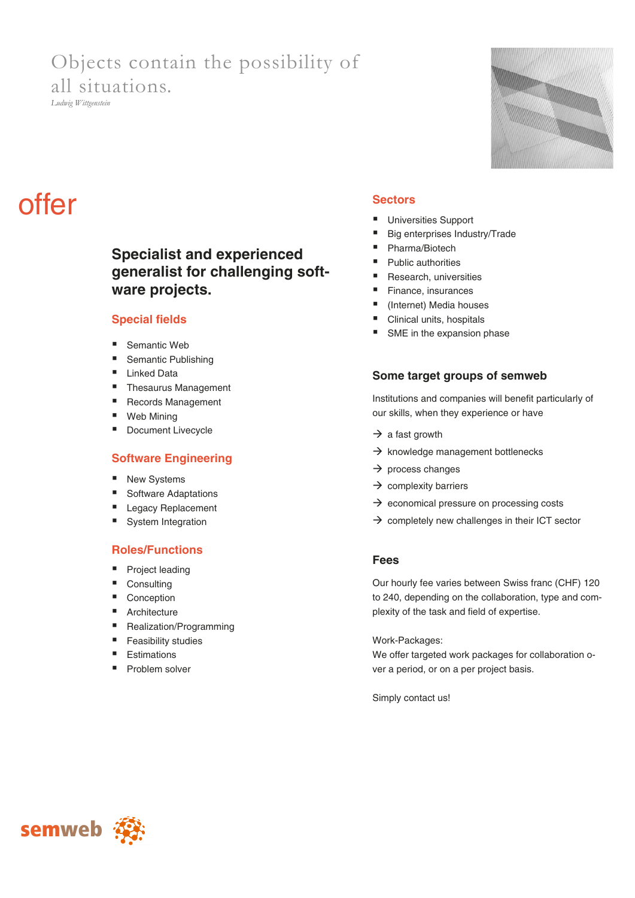Objects contain the possibility of all situations.

*Ludwig Wittgenstein*

# offer

## Specialist and experienced generalist for challenging software projects.

### Special fields

- Semantic Web
- Semantic Publishing
- Linked Data
- Thesaurus Management
- Records Management
- Web Mining
- Document Livecycle

### Software Engineering

- New Systems
- Software Adaptations
- Legacy Replacement
- System Integration

### Roles/Functions

- Project leading
- Consulting
- Conception
- Architecture
- Realization/Programming
- Feasibility studies
- Estimations
- Problem solver

### Sectors

- Universities Support
- Big enterprises Industry/Trade
- Pharma/Biotech
- Public authorities
- Research, universities
- Finance, insurances
- (Internet) Media houses
- Clinical units, hospitals
- SME in the expansion phase

### Some target groups of semweb

Institutions and companies will benefit particularly of our skills, when they experience or have

- → a fast growth
- → knowledge management bottlenecks
- → process changes
- → complexity barriers
- → economical pressure on processing costs
- → completely new challenges in their ICT sector

### Fees

Our hourly fee varies between Swiss franc (CHF) 120 to 240, depending on the collaboration, type and complexity of the task and field of expertise.

Work-Packages:
We offer targeted work packages for collaboration over a period, or on a per project basis.

Simply contact us!

semweb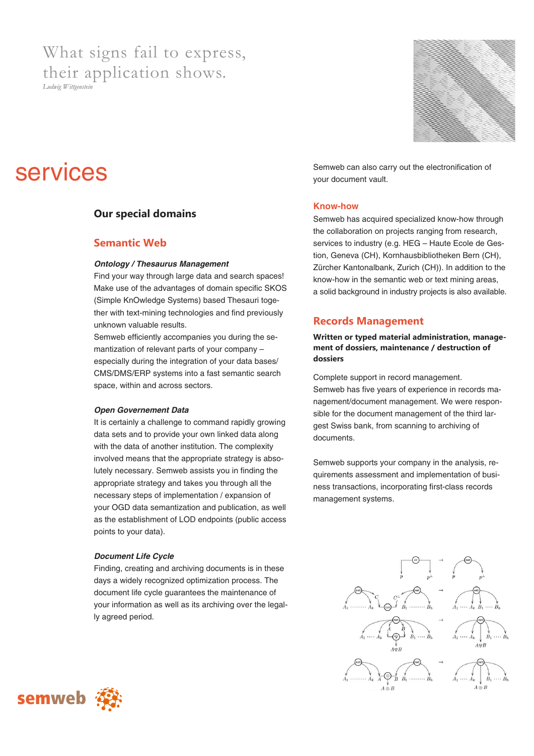What signs fail to express,
their application shows.
*Ludwig Wittgenstein*

# services

## Our special domains

### Semantic Web

***Ontology / Thesaurus Management***

Find your way through large data and search spaces! Make use of the advantages of domain specific SKOS (Simple KnOwledge Systems) based Thesauri together with text-mining technologies and find previously unknown valuable results.
Semweb efficiently accompanies you during the semantization of relevant parts of your company – especially during the integration of your data bases/ CMS/DMS/ERP systems into a fast semantic search space, within and across sectors.

***Open Governement Data***

It is certainly a challenge to command rapidly growing data sets and to provide your own linked data along with the data of another institution. The complexity involved means that the appropriate strategy is absolutely necessary. Semweb assists you in finding the appropriate strategy and takes you through all the necessary steps of implementation / expansion of your OGD data semantization and publication, as well as the establishment of LOD endpoints (public access points to your data).

***Document Life Cycle***

Finding, creating and archiving documents is in these days a widely recognized optimization process. The document life cycle guarantees the maintenance of your information as well as its archiving over the legally agreed period.

Semweb can also carry out the electronification of your document vault.

### Know-how

Semweb has acquired specialized know-how through the collaboration on projects ranging from research, services to industry (e.g. HEG – Haute Ecole de Gestion, Geneva (CH), Kornhausbibliotheken Bern (CH), Zürcher Kantonalbank, Zurich (CH)). In addition to the know-how in the semantic web or text mining areas, a solid background in industry projects is also available.

### Records Management

**Written or typed material administration, management of dossiers, maintenance / destruction of dossiers**

Complete support in record management.
Semweb has five years of experience in records management/document management. We were responsible for the document management of the third largest Swiss bank, from scanning to archiving of documents.

Semweb supports your company in the analysis, requirements assessment and implementation of business transactions, incorporating first-class records management systems.

semweb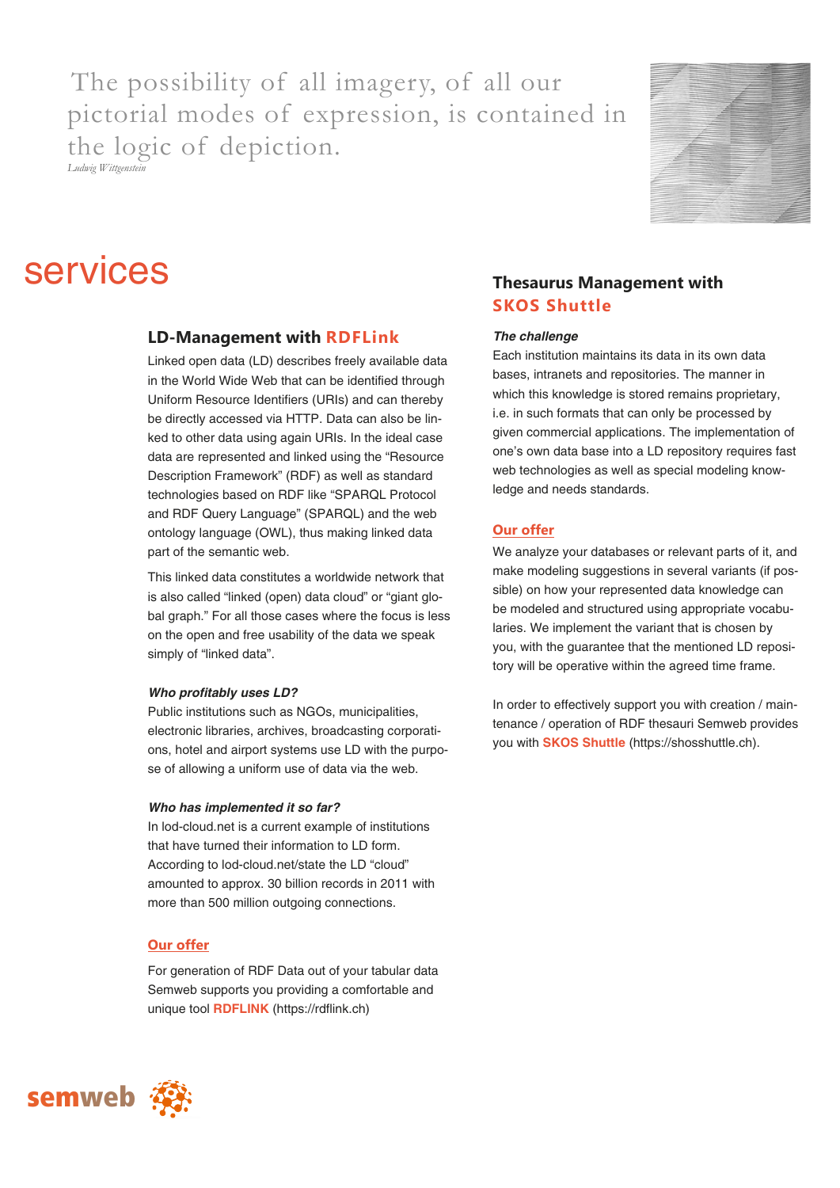The possibility of all imagery, of all our pictorial modes of expression, is contained in the logic of depiction.

*Ludwig Wittgenstein*

# services

## LD-Management with RDFLink

Linked open data (LD) describes freely available data in the World Wide Web that can be identified through Uniform Resource Identifiers (URIs) and can thereby be directly accessed via HTTP. Data can also be linked to other data using again URIs. In the ideal case data are represented and linked using the “Resource Description Framework” (RDF) as well as standard technologies based on RDF like “SPARQL Protocol and RDF Query Language” (SPARQL) and the web ontology language (OWL), thus making linked data part of the semantic web.

This linked data constitutes a worldwide network that is also called “linked (open) data cloud” or “giant global graph.” For all those cases where the focus is less on the open and free usability of the data we speak simply of “linked data”.

***Who profitably uses LD?***

Public institutions such as NGOs, municipalities, electronic libraries, archives, broadcasting corporations, hotel and airport systems use LD with the purpose of allowing a uniform use of data via the web.

***Who has implemented it so far?***

In lod-cloud.net is a current example of institutions that have turned their information to LD form. According to lod-cloud.net/state the LD “cloud” amounted to approx. 30 billion records in 2011 with more than 500 million outgoing connections.

**Our offer**

For generation of RDF Data out of your tabular data Semweb supports you providing a comfortable and unique tool **RDFLINK** (https://rdflink.ch)

## Thesaurus Management with SKOS Shuttle

***The challenge***

Each institution maintains its data in its own data bases, intranets and repositories. The manner in which this knowledge is stored remains proprietary, i.e. in such formats that can only be processed by given commercial applications. The implementation of one’s own data base into a LD repository requires fast web technologies as well as special modeling knowledge and needs standards.

**Our offer**

We analyze your databases or relevant parts of it, and make modeling suggestions in several variants (if possible) on how your represented data knowledge can be modeled and structured using appropriate vocabularies. We implement the variant that is chosen by you, with the guarantee that the mentioned LD repository will be operative within the agreed time frame.

In order to effectively support you with creation / maintenance / operation of RDF thesauri Semweb provides you with **SKOS Shuttle** (https://shosshuttle.ch).

semweb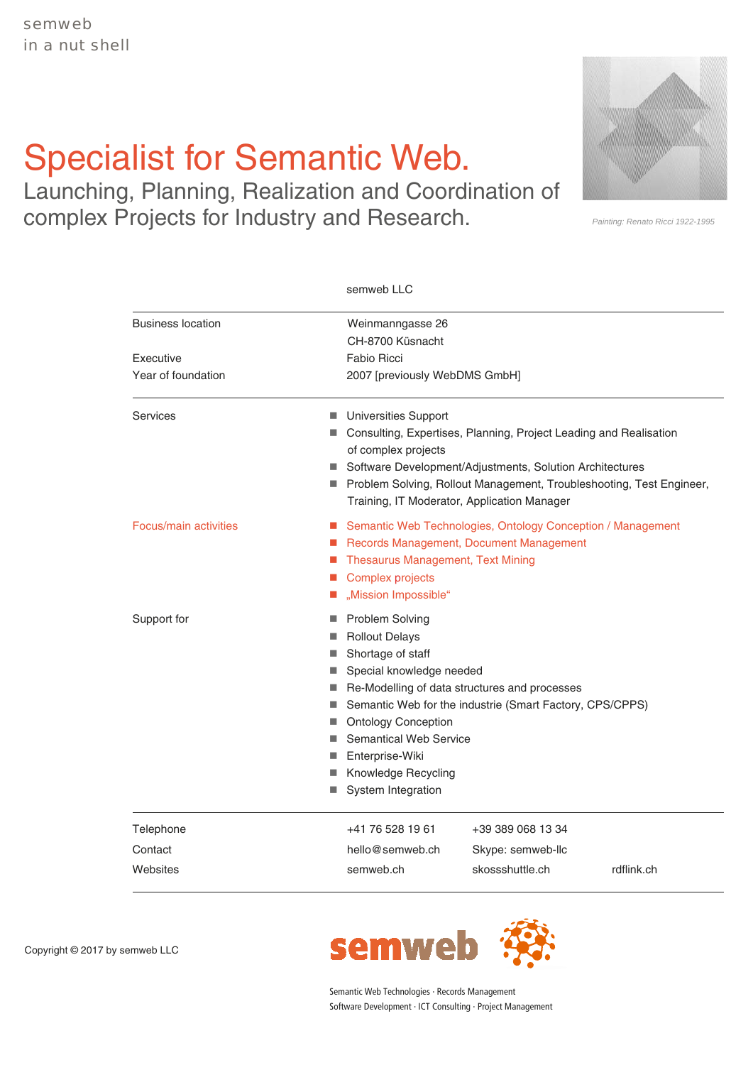semweb
in a nut shell

# Specialist for Semantic Web.

## Launching, Planning, Realization and Coordination of complex Projects for Industry and Research.

*Painting: Renato Ricci 1922-1995*

| | semweb LLC |
|---|---|
| Business location | Weinmanngasse 26<br>CH-8700 Küsnacht |
| Executive | Fabio Ricci |
| Year of foundation | 2007 [previously WebDMS GmbH] |

**Services**

- Universities Support
- Consulting, Expertises, Planning, Project Leading and Realisation of complex projects
- Software Development/Adjustments, Solution Architectures
- Problem Solving, Rollout Management, Troubleshooting, Test Engineer, Training, IT Moderator, Application Manager

**Focus/main activities**

- Semantic Web Technologies, Ontology Conception / Management
- Records Management, Document Management
- Thesaurus Management, Text Mining
- Complex projects
- „Mission Impossible“

**Support for**

- Problem Solving
- Rollout Delays
- Shortage of staff
- Special knowledge needed
- Re-Modelling of data structures and processes
- Semantic Web for the industrie (Smart Factory, CPS/CPPS)
- Ontology Conception
- Semantical Web Service
- Enterprise-Wiki
- Knowledge Recycling
- System Integration

| | | | |
|---|---|---|---|
| Telephone | +41 76 528 19 61 | +39 389 068 13 34 | |
| Contact | hello@semweb.ch | Skype: semweb-llc | |
| Websites | semweb.ch | skossshuttle.ch | rdflink.ch |

Copyright © 2017 by semweb LLC

semweb

Semantic Web Technologies · Records Management
Software Development · ICT Consulting · Project Management